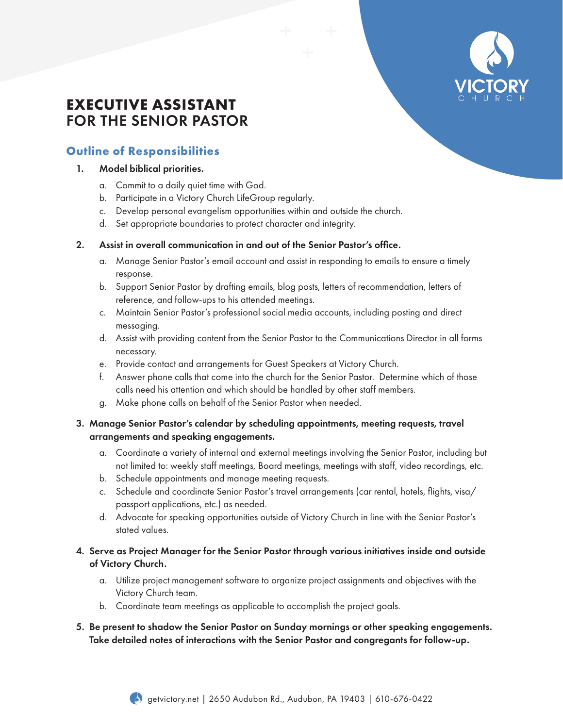# EXECUTIVE ASSISTANT FOR THE SENIOR PASTOR

## Outline of Responsibilities

1. **Model biblical priorities.**
    a. Commit to a daily quiet time with God.
    b. Participate in a Victory Church LifeGroup regularly.
    c. Develop personal evangelism opportunities within and outside the church.
    d. Set appropriate boundaries to protect character and integrity.

2. **Assist in overall communication in and out of the Senior Pastor's office.**
    a. Manage Senior Pastor's email account and assist in responding to emails to ensure a timely response.
    b. Support Senior Pastor by drafting emails, blog posts, letters of recommendation, letters of reference, and follow-ups to his attended meetings.
    c. Maintain Senior Pastor's professional social media accounts, including posting and direct messaging.
    d. Assist with providing content from the Senior Pastor to the Communications Director in all forms necessary.
    e. Provide contact and arrangements for Guest Speakers at Victory Church.
    f. Answer phone calls that come into the church for the Senior Pastor. Determine which of those calls need his attention and which should be handled by other staff members.
    g. Make phone calls on behalf of the Senior Pastor when needed.

3. **Manage Senior Pastor's calendar by scheduling appointments, meeting requests, travel arrangements and speaking engagements.**
    a. Coordinate a variety of internal and external meetings involving the Senior Pastor, including but not limited to: weekly staff meetings, Board meetings, meetings with staff, video recordings, etc.
    b. Schedule appointments and manage meeting requests.
    c. Schedule and coordinate Senior Pastor's travel arrangements (car rental, hotels, flights, visa/passport applications, etc.) as needed.
    d. Advocate for speaking opportunities outside of Victory Church in line with the Senior Pastor's stated values.

4. **Serve as Project Manager for the Senior Pastor through various initiatives inside and outside of Victory Church.**
    a. Utilize project management software to organize project assignments and objectives with the Victory Church team.
    b. Coordinate team meetings as applicable to accomplish the project goals.

5. **Be present to shadow the Senior Pastor on Sunday mornings or other speaking engagements. Take detailed notes of interactions with the Senior Pastor and congregants for follow-up.**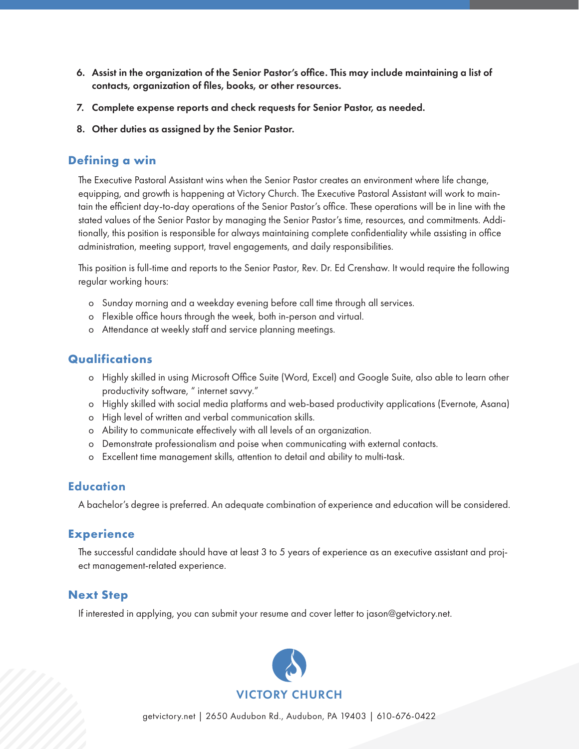6. **Assist in the organization of the Senior Pastor's office. This may include maintaining a list of contacts, organization of files, books, or other resources.**
7. **Complete expense reports and check requests for Senior Pastor, as needed.**
8. **Other duties as assigned by the Senior Pastor.**

## Defining a win

The Executive Pastoral Assistant wins when the Senior Pastor creates an environment where life change, equipping, and growth is happening at Victory Church. The Executive Pastoral Assistant will work to maintain the efficient day-to-day operations of the Senior Pastor's office. These operations will be in line with the stated values of the Senior Pastor by managing the Senior Pastor's time, resources, and commitments. Additionally, this position is responsible for always maintaining complete confidentiality while assisting in office administration, meeting support, travel engagements, and daily responsibilities.

This position is full-time and reports to the Senior Pastor, Rev. Dr. Ed Crenshaw. It would require the following regular working hours:

- Sunday morning and a weekday evening before call time through all services.
- Flexible office hours through the week, both in-person and virtual.
- Attendance at weekly staff and service planning meetings.

## Qualifications

- Highly skilled in using Microsoft Office Suite (Word, Excel) and Google Suite, also able to learn other productivity software, " internet savvy."
- Highly skilled with social media platforms and web-based productivity applications (Evernote, Asana)
- High level of written and verbal communication skills.
- Ability to communicate effectively with all levels of an organization.
- Demonstrate professionalism and poise when communicating with external contacts.
- Excellent time management skills, attention to detail and ability to multi-task.

## Education

A bachelor's degree is preferred. An adequate combination of experience and education will be considered.

## Experience

The successful candidate should have at least 3 to 5 years of experience as an executive assistant and project management-related experience.

## Next Step

If interested in applying, you can submit your resume and cover letter to jason@getvictory.net.

VICTORY CHURCH

getvictory.net | 2650 Audubon Rd., Audubon, PA 19403 | 610-676-0422